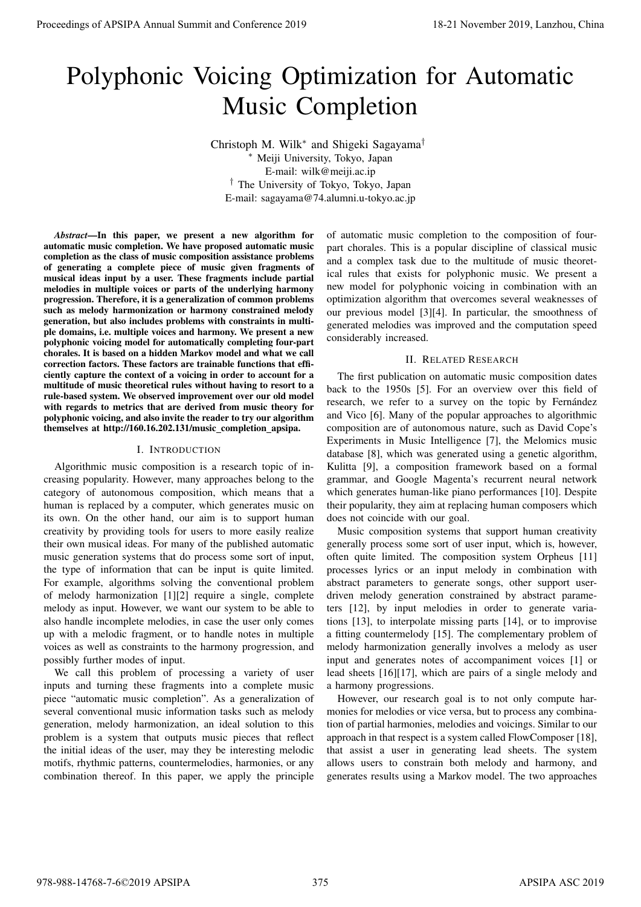# Polyphonic Voicing Optimization for Automatic Music Completion

Christoph M. Wilk* and Shigeki Sagayama†

* Meiji University, Tokyo, Japan
E-mail: wilk@meiji.ac.ip

† The University of Tokyo, Tokyo, Japan
E-mail: sagayama@74.alumni.u-tokyo.ac.jp

***Abstract*—In this paper, we present a new algorithm for automatic music completion. We have proposed automatic music completion as the class of music composition assistance problems of generating a complete piece of music given fragments of musical ideas input by a user. These fragments include partial melodies in multiple voices or parts of the underlying harmony progression. Therefore, it is a generalization of common problems such as melody harmonization or harmony constrained melody generation, but also includes problems with constraints in multiple domains, i.e. multiple voices and harmony. We present a new polyphonic voicing model for automatically completing four-part chorales. It is based on a hidden Markov model and what we call correction factors. These factors are trainable functions that efficiently capture the context of a voicing in order to account for a multitude of music theoretical rules without having to resort to a rule-based system. We observed improvement over our old model with regards to metrics that are derived from music theory for polyphonic voicing, and also invite the reader to try our algorithm themselves at http://160.16.202.131/music_completion_apsipa.**

## I. Introduction

Algorithmic music composition is a research topic of increasing popularity. However, many approaches belong to the category of autonomous composition, which means that a human is replaced by a computer, which generates music on its own. On the other hand, our aim is to support human creativity by providing tools for users to more easily realize their own musical ideas. For many of the published automatic music generation systems that do process some sort of input, the type of information that can be input is quite limited. For example, algorithms solving the conventional problem of melody harmonization [1][2] require a single, complete melody as input. However, we want our system to be able to also handle incomplete melodies, in case the user only comes up with a melodic fragment, or to handle notes in multiple voices as well as constraints to the harmony progression, and possibly further modes of input.

We call this problem of processing a variety of user inputs and turning these fragments into a complete music piece "automatic music completion". As a generalization of several conventional music information tasks such as melody generation, melody harmonization, an ideal solution to this problem is a system that outputs music pieces that reflect the initial ideas of the user, may they be interesting melodic motifs, rhythmic patterns, countermelodies, harmonies, or any combination thereof. In this paper, we apply the principle of automatic music completion to the composition of four-part chorales. This is a popular discipline of classical music and a complex task due to the multitude of music theoretical rules that exists for polyphonic music. We present a new model for polyphonic voicing in combination with an optimization algorithm that overcomes several weaknesses of our previous model [3][4]. In particular, the smoothness of generated melodies was improved and the computation speed considerably increased.

## II. Related Research

The first publication on automatic music composition dates back to the 1950s [5]. For an overview over this field of research, we refer to a survey on the topic by Fernández and Vico [6]. Many of the popular approaches to algorithmic composition are of autonomous nature, such as David Cope's Experiments in Music Intelligence [7], the Melomics music database [8], which was generated using a genetic algorithm, Kulitta [9], a composition framework based on a formal grammar, and Google Magenta's recurrent neural network which generates human-like piano performances [10]. Despite their popularity, they aim at replacing human composers which does not coincide with our goal.

Music composition systems that support human creativity generally process some sort of user input, which is, however, often quite limited. The composition system Orpheus [11] processes lyrics or an input melody in combination with abstract parameters to generate songs, other support user-driven melody generation constrained by abstract parameters [12], by input melodies in order to generate variations [13], to interpolate missing parts [14], or to improvise a fitting countermelody [15]. The complementary problem of melody harmonization generally involves a melody as user input and generates notes of accompaniment voices [1] or lead sheets [16][17], which are pairs of a single melody and a harmony progressions.

However, our research goal is to not only compute harmonies for melodies or vice versa, but to process any combination of partial harmonies, melodies and voicings. Similar to our approach in that respect is a system called FlowComposer [18], that assist a user in generating lead sheets. The system allows users to constrain both melody and harmony, and generates results using a Markov model. The two approaches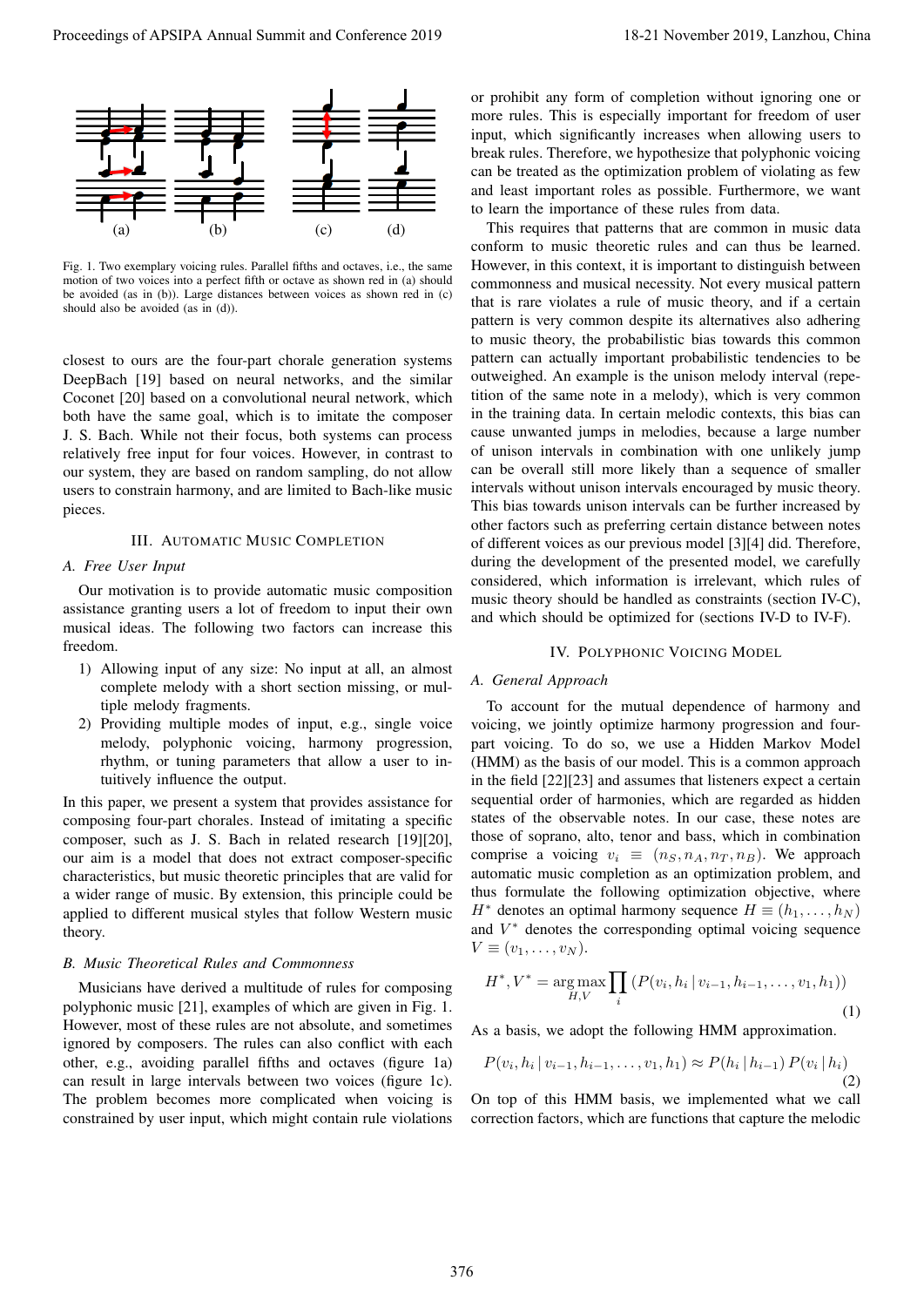Fig. 1. Two exemplary voicing rules. Parallel fifths and octaves, i.e., the same motion of two voices into a perfect fifth or octave as shown red in (a) should be avoided (as in (b)). Large distances between voices as shown red in (c) should also be avoided (as in (d)).

closest to ours are the four-part chorale generation systems DeepBach [19] based on neural networks, and the similar Coconet [20] based on a convolutional neural network, which both have the same goal, which is to imitate the composer J. S. Bach. While not their focus, both systems can process relatively free input for four voices. However, in contrast to our system, they are based on random sampling, do not allow users to constrain harmony, and are limited to Bach-like music pieces.

## III. Automatic Music Completion

### A. Free User Input

Our motivation is to provide automatic music composition assistance granting users a lot of freedom to input their own musical ideas. The following two factors can increase this freedom.

1) Allowing input of any size: No input at all, an almost complete melody with a short section missing, or multiple melody fragments.
2) Providing multiple modes of input, e.g., single voice melody, polyphonic voicing, harmony progression, rhythm, or tuning parameters that allow a user to intuitively influence the output.

In this paper, we present a system that provides assistance for composing four-part chorales. Instead of imitating a specific composer, such as J. S. Bach in related research [19][20], our aim is a model that does not extract composer-specific characteristics, but music theoretic principles that are valid for a wider range of music. By extension, this principle could be applied to different musical styles that follow Western music theory.

### B. Music Theoretical Rules and Commonness

Musicians have derived a multitude of rules for composing polyphonic music [21], examples of which are given in Fig. 1. However, most of these rules are not absolute, and sometimes ignored by composers. The rules can also conflict with each other, e.g., avoiding parallel fifths and octaves (figure 1a) can result in large intervals between two voices (figure 1c). The problem becomes more complicated when voicing is constrained by user input, which might contain rule violations or prohibit any form of completion without ignoring one or more rules. This is especially important for freedom of user input, which significantly increases when allowing users to break rules. Therefore, we hypothesize that polyphonic voicing can be treated as the optimization problem of violating as few and least important roles as possible. Furthermore, we want to learn the importance of these rules from data.

This requires that patterns that are common in music data conform to music theoretic rules and can thus be learned. However, in this context, it is important to distinguish between commonness and musical necessity. Not every musical pattern that is rare violates a rule of music theory, and if a certain pattern is very common despite its alternatives also adhering to music theory, the probabilistic bias towards this common pattern can actually important probabilistic tendencies to be outweighed. An example is the unison melody interval (repetition of the same note in a melody), which is very common in the training data. In certain melodic contexts, this bias can cause unwanted jumps in melodies, because a large number of unison intervals in combination with one unlikely jump can be overall still more likely than a sequence of smaller intervals without unison intervals encouraged by music theory. This bias towards unison intervals can be further increased by other factors such as preferring certain distance between notes of different voices as our previous model [3][4] did. Therefore, during the development of the presented model, we carefully considered, which information is irrelevant, which rules of music theory should be handled as constraints (section IV-C), and which should be optimized for (sections IV-D to IV-F).

## IV. Polyphonic Voicing Model

### A. General Approach

To account for the mutual dependence of harmony and voicing, we jointly optimize harmony progression and four-part voicing. To do so, we use a Hidden Markov Model (HMM) as the basis of our model. This is a common approach in the field [22][23] and assumes that listeners expect a certain sequential order of harmonies, which are regarded as hidden states of the observable notes. In our case, these notes are those of soprano, alto, tenor and bass, which in combination comprise a voicing $v_i \equiv (n_S, n_A, n_T, n_B)$. We approach automatic music completion as an optimization problem, and thus formulate the following optimization objective, where $H^*$ denotes an optimal harmony sequence $H \equiv (h_1, \ldots, h_N)$ and $V^*$ denotes the corresponding optimal voicing sequence $V \equiv (v_1, \ldots, v_N)$.

$$H^*, V^* = \underset{H,V}{\arg\max} \prod_i \left( P(v_i, h_i \,|\, v_{i-1}, h_{i-1}, \ldots, v_1, h_1) \right) \tag{1}$$

As a basis, we adopt the following HMM approximation.

$$P(v_i, h_i \,|\, v_{i-1}, h_{i-1}, \ldots, v_1, h_1) \approx P(h_i \,|\, h_{i-1}) \, P(v_i \,|\, h_i) \tag{2}$$

On top of this HMM basis, we implemented what we call correction factors, which are functions that capture the melodic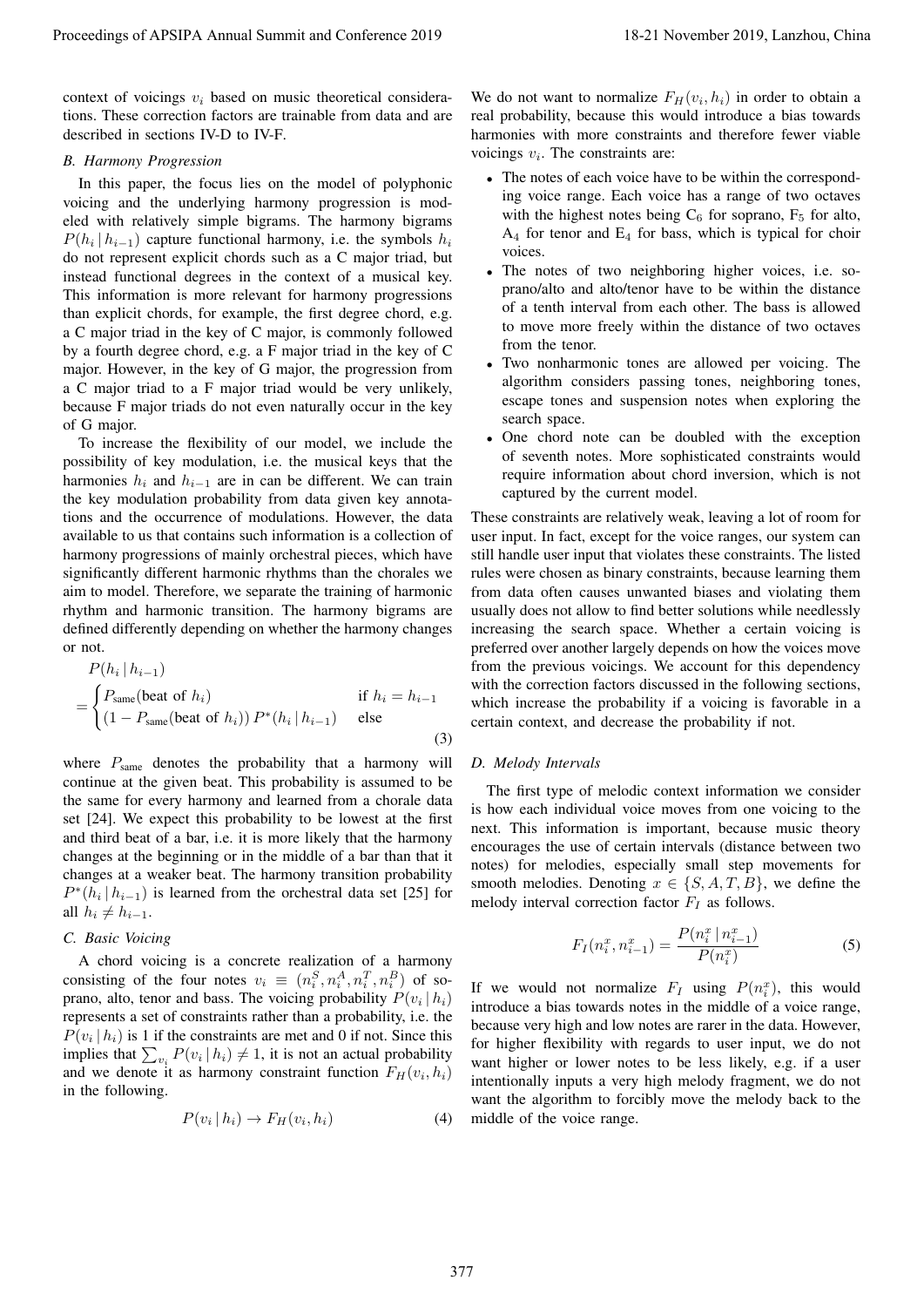context of voicings $v_i$ based on music theoretical considerations. These correction factors are trainable from data and are described in sections IV-D to IV-F.

### B. Harmony Progression

In this paper, the focus lies on the model of polyphonic voicing and the underlying harmony progression is modeled with relatively simple bigrams. The harmony bigrams $P(h_i \,|\, h_{i-1})$ capture functional harmony, i.e. the symbols $h_i$ do not represent explicit chords such as a C major triad, but instead functional degrees in the context of a musical key. This information is more relevant for harmony progressions than explicit chords, for example, the first degree chord, e.g. a C major triad in the key of C major, is commonly followed by a fourth degree chord, e.g. a F major triad in the key of C major. However, in the key of G major, the progression from a C major triad to a F major triad would be very unlikely, because F major triads do not even naturally occur in the key of G major.

To increase the flexibility of our model, we include the possibility of key modulation, i.e. the musical keys that the harmonies $h_i$ and $h_{i-1}$ are in can be different. We can train the key modulation probability from data given key annotations and the occurrence of modulations. However, the data available to us that contains such information is a collection of harmony progressions of mainly orchestral pieces, which have significantly different harmonic rhythms than the chorales we aim to model. Therefore, we separate the training of harmonic rhythm and harmonic transition. The harmony bigrams are defined differently depending on whether the harmony changes or not.

$$
\begin{aligned}
&P(h_i \,|\, h_{i-1}) \\
&= \begin{cases} P_{\text{same}}(\text{beat of } h_i) & \text{if } h_i = h_{i-1} \\ (1 - P_{\text{same}}(\text{beat of } h_i))\, P^*(h_i \,|\, h_{i-1}) & \text{else} \end{cases}
\end{aligned}
\tag{3}
$$

where $P_{\text{same}}$ denotes the probability that a harmony will continue at the given beat. This probability is assumed to be the same for every harmony and learned from a chorale data set [24]. We expect this probability to be lowest at the first and third beat of a bar, i.e. it is more likely that the harmony changes at the beginning or in the middle of a bar than that it changes at a weaker beat. The harmony transition probability $P^*(h_i \,|\, h_{i-1})$ is learned from the orchestral data set [25] for all $h_i \neq h_{i-1}$.

### C. Basic Voicing

A chord voicing is a concrete realization of a harmony consisting of the four notes $v_i \equiv (n_i^S, n_i^A, n_i^T, n_i^B)$ of soprano, alto, tenor and bass. The voicing probability $P(v_i \,|\, h_i)$ represents a set of constraints rather than a probability, i.e. the $P(v_i \,|\, h_i)$ is 1 if the constraints are met and 0 if not. Since this implies that $\sum_{v_i} P(v_i \,|\, h_i) \neq 1$, it is not an actual probability and we denote it as harmony constraint function $F_H(v_i, h_i)$ in the following.

$$
P(v_i \,|\, h_i) \rightarrow F_H(v_i, h_i) \tag{4}
$$

We do not want to normalize $F_H(v_i, h_i)$ in order to obtain a real probability, because this would introduce a bias towards harmonies with more constraints and therefore fewer viable voicings $v_i$. The constraints are:

- The notes of each voice have to be within the corresponding voice range. Each voice has a range of two octaves with the highest notes being $C_6$ for soprano, $F_5$ for alto, $A_4$ for tenor and $E_4$ for bass, which is typical for choir voices.
- The notes of two neighboring higher voices, i.e. soprano/alto and alto/tenor have to be within the distance of a tenth interval from each other. The bass is allowed to move more freely within the distance of two octaves from the tenor.
- Two nonharmonic tones are allowed per voicing. The algorithm considers passing tones, neighboring tones, escape tones and suspension notes when exploring the search space.
- One chord note can be doubled with the exception of seventh notes. More sophisticated constraints would require information about chord inversion, which is not captured by the current model.

These constraints are relatively weak, leaving a lot of room for user input. In fact, except for the voice ranges, our system can still handle user input that violates these constraints. The listed rules were chosen as binary constraints, because learning them from data often causes unwanted biases and violating them usually does not allow to find better solutions while needlessly increasing the search space. Whether a certain voicing is preferred over another largely depends on how the voices move from the previous voicings. We account for this dependency with the correction factors discussed in the following sections, which increase the probability if a voicing is favorable in a certain context, and decrease the probability if not.

### D. Melody Intervals

The first type of melodic context information we consider is how each individual voice moves from one voicing to the next. This information is important, because music theory encourages the use of certain intervals (distance between two notes) for melodies, especially small step movements for smooth melodies. Denoting $x \in \{S, A, T, B\}$, we define the melody interval correction factor $F_I$ as follows.

$$
F_I(n_i^x, n_{i-1}^x) = \frac{P(n_i^x \,|\, n_{i-1}^x)}{P(n_i^x)} \tag{5}
$$

If we would not normalize $F_I$ using $P(n_i^x)$, this would introduce a bias towards notes in the middle of a voice range, because very high and low notes are rarer in the data. However, for higher flexibility with regards to user input, we do not want higher or lower notes to be less likely, e.g. if a user intentionally inputs a very high melody fragment, we do not want the algorithm to forcibly move the melody back to the middle of the voice range.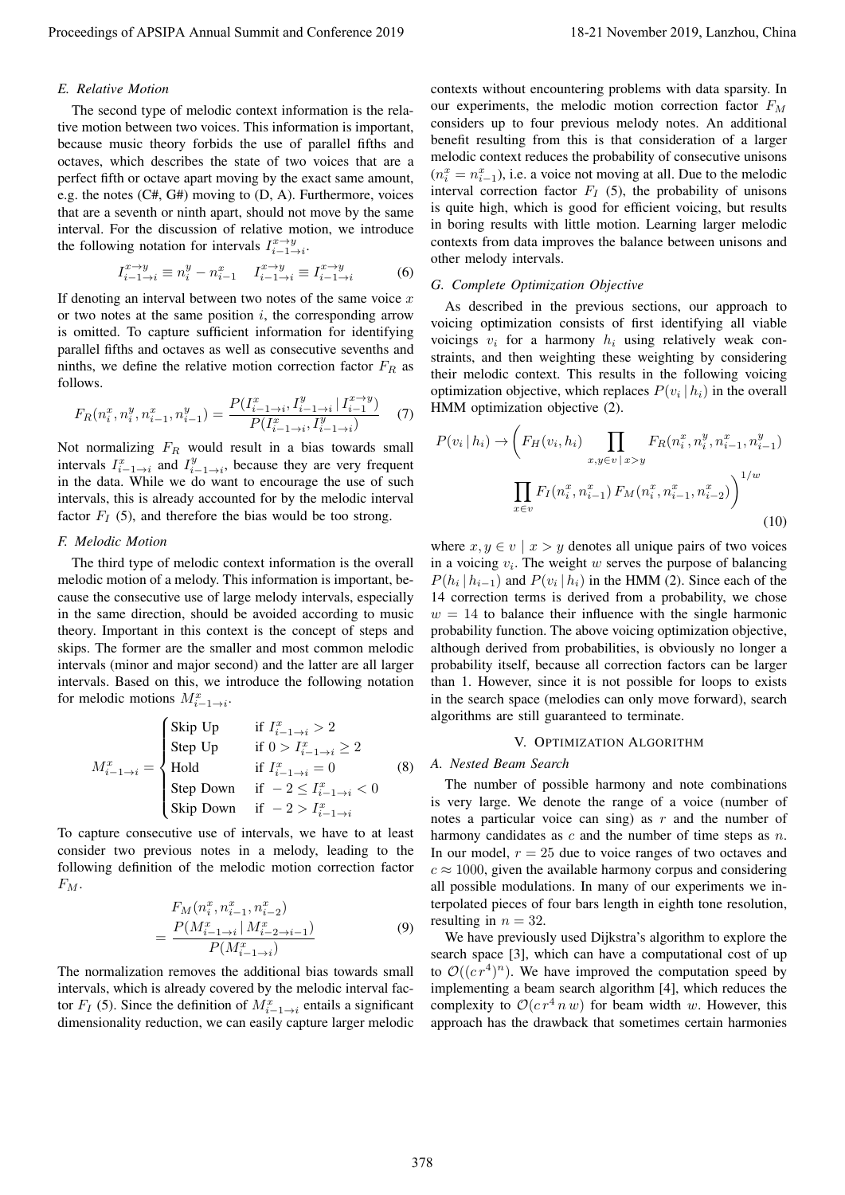### E. Relative Motion

The second type of melodic context information is the relative motion between two voices. This information is important, because music theory forbids the use of parallel fifths and octaves, which describes the state of two voices that are a perfect fifth or octave apart moving by the exact same amount, e.g. the notes (C#, G#) moving to (D, A). Furthermore, voices that are a seventh or ninth apart, should not move by the same interval. For the discussion of relative motion, we introduce the following notation for intervals $I_{i-1\to i}^{x\to y}$.

$$I_{i-1\to i}^{x\to y} \equiv n_i^y - n_{i-1}^x \quad I_{i-1\to i}^{x\to y} \equiv I_{i-1\to i}^{x\to y} \tag{6}$$

If denoting an interval between two notes of the same voice $x$ or two notes at the same position $i$, the corresponding arrow is omitted. To capture sufficient information for identifying parallel fifths and octaves as well as consecutive sevenths and ninths, we define the relative motion correction factor $F_R$ as follows.

$$F_R(n_i^x, n_i^y, n_{i-1}^x, n_{i-1}^y) = \frac{P(I_{i-1\to i}^x, I_{i-1\to i}^y \mid I_{i-1}^{x\to y})}{P(I_{i-1\to i}^x, I_{i-1\to i}^y)} \tag{7}$$

Not normalizing $F_R$ would result in a bias towards small intervals $I_{i-1\to i}^x$ and $I_{i-1\to i}^y$, because they are very frequent in the data. While we do want to encourage the use of such intervals, this is already accounted for by the melodic interval factor $F_I$ (5), and therefore the bias would be too strong.

### F. Melodic Motion

The third type of melodic context information is the overall melodic motion of a melody. This information is important, because the consecutive use of large melody intervals, especially in the same direction, should be avoided according to music theory. Important in this context is the concept of steps and skips. The former are the smaller and most common melodic intervals (minor and major second) and the latter are all larger intervals. Based on this, we introduce the following notation for melodic motions $M_{i-1\to i}^x$.

$$M_{i-1\to i}^x = \begin{cases} \text{Skip Up} & \text{if } I_{i-1\to i}^x > 2 \\ \text{Step Up} & \text{if } 0 > I_{i-1\to i}^x \geq 2 \\ \text{Hold} & \text{if } I_{i-1\to i}^x = 0 \\ \text{Step Down} & \text{if } -2 \leq I_{i-1\to i}^x < 0 \\ \text{Skip Down} & \text{if } -2 > I_{i-1\to i}^x \end{cases} \tag{8}$$

To capture consecutive use of intervals, we have to at least consider two previous notes in a melody, leading to the following definition of the melodic motion correction factor $F_M$.

$$\begin{aligned} &F_M(n_i^x, n_{i-1}^x, n_{i-2}^x) \\ &= \frac{P(M_{i-1\to i}^x \mid M_{i-2\to i-1}^x)}{P(M_{i-1\to i}^x)} \end{aligned} \tag{9}$$

The normalization removes the additional bias towards small intervals, which is already covered by the melodic interval factor $F_I$ (5). Since the definition of $M_{i-1\to i}^x$ entails a significant dimensionality reduction, we can easily capture larger melodic contexts without encountering problems with data sparsity. In our experiments, the melodic motion correction factor $F_M$ considers up to four previous melody notes. An additional benefit resulting from this is that consideration of a larger melodic context reduces the probability of consecutive unisons ($n_i^x = n_{i-1}^x$), i.e. a voice not moving at all. Due to the melodic interval correction factor $F_I$ (5), the probability of unisons is quite high, which is good for efficient voicing, but results in boring results with little motion. Learning larger melodic contexts from data improves the balance between unisons and other melody intervals.

### G. Complete Optimization Objective

As described in the previous sections, our approach to voicing optimization consists of first identifying all viable voicings $v_i$ for a harmony $h_i$ using relatively weak constraints, and then weighting these weighting by considering their melodic context. This results in the following voicing optimization objective, which replaces $P(v_i \mid h_i)$ in the overall HMM optimization objective (2).

$$\begin{aligned} P(v_i \mid h_i) \to \Bigg( &F_H(v_i, h_i) \prod_{x,y\in v \mid x>y} F_R(n_i^x, n_i^y, n_{i-1}^x, n_{i-1}^y) \\ &\prod_{x\in v} F_I(n_i^x, n_{i-1}^x)\, F_M(n_i^x, n_{i-1}^x, n_{i-2}^x) \Bigg)^{1/w} \end{aligned} \tag{10}$$

where $x, y \in v \mid x > y$ denotes all unique pairs of two voices in a voicing $v_i$. The weight $w$ serves the purpose of balancing $P(h_i \mid h_{i-1})$ and $P(v_i \mid h_i)$ in the HMM (2). Since each of the 14 correction terms is derived from a probability, we chose $w = 14$ to balance their influence with the single harmonic probability function. The above voicing optimization objective, although derived from probabilities, is obviously no longer a probability itself, because all correction factors can be larger than 1. However, since it is not possible for loops to exists in the search space (melodies can only move forward), search algorithms are still guaranteed to terminate.

## V. Optimization Algorithm

### A. Nested Beam Search

The number of possible harmony and note combinations is very large. We denote the range of a voice (number of notes a particular voice can sing) as $r$ and the number of harmony candidates as $c$ and the number of time steps as $n$. In our model, $r = 25$ due to voice ranges of two octaves and $c \approx 1000$, given the available harmony corpus and considering all possible modulations. In many of our experiments we interpolated pieces of four bars length in eighth tone resolution, resulting in $n = 32$.

We have previously used Dijkstra's algorithm to explore the search space [3], which can have a computational cost of up to $\mathcal{O}((c\,r^4)^n)$. We have improved the computation speed by implementing a beam search algorithm [4], which reduces the complexity to $\mathcal{O}(c\,r^4\,n\,w)$ for beam width $w$. However, this approach has the drawback that sometimes certain harmonies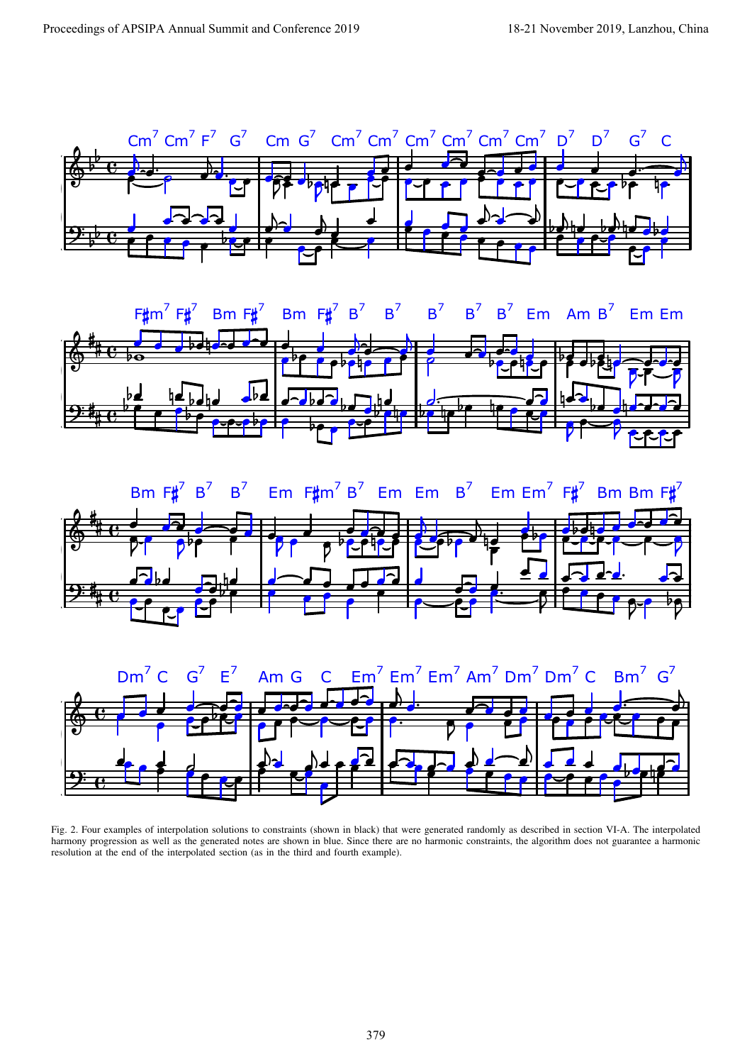Fig. 2. Four examples of interpolation solutions to constraints (shown in black) that were generated randomly as described in section VI-A. The interpolated harmony progression as well as the generated notes are shown in blue. Since there are no harmonic constraints, the algorithm does not guarantee a harmonic resolution at the end of the interpolated section (as in the third and fourth example).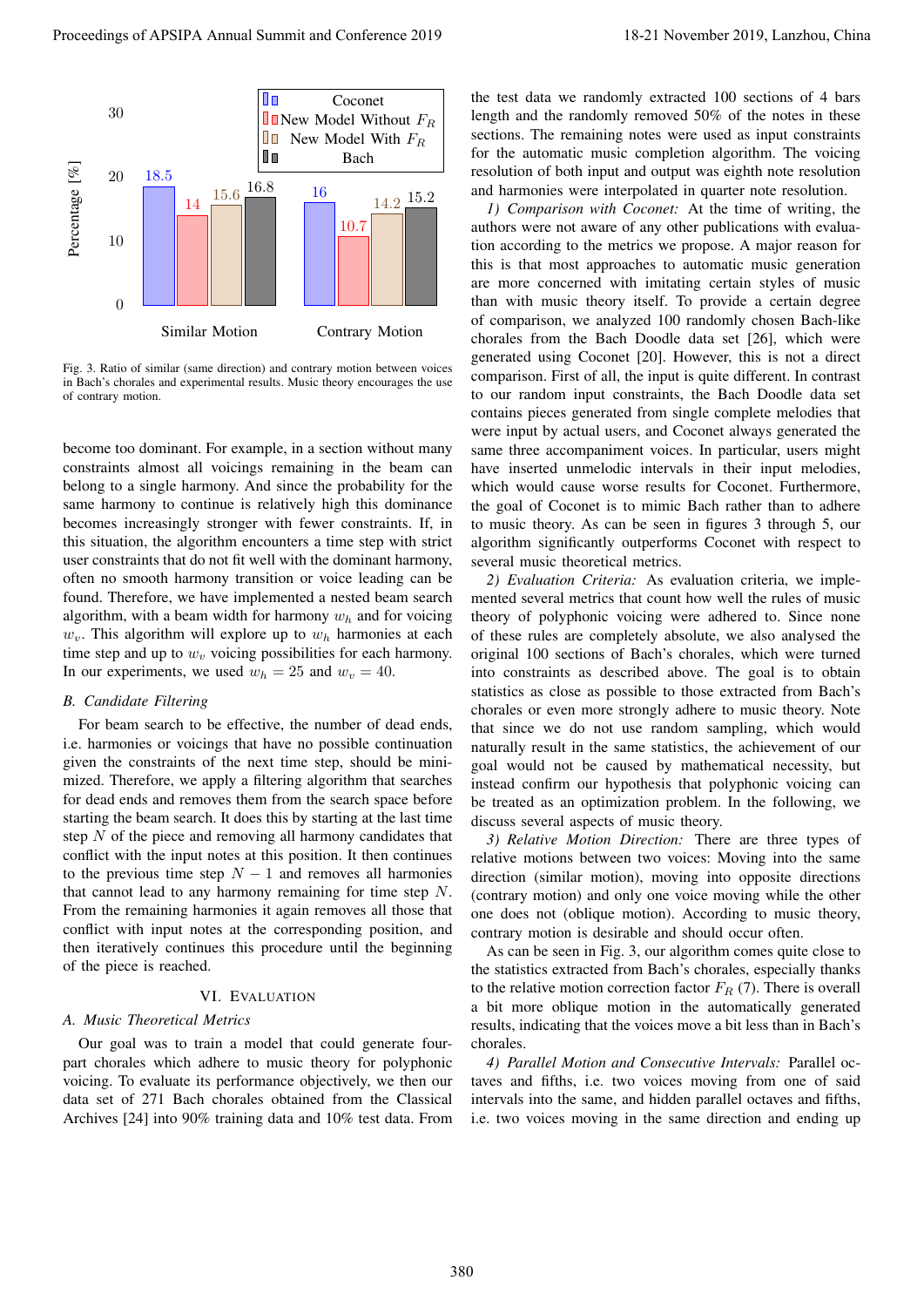Fig. 3. Ratio of similar (same direction) and contrary motion between voices in Bach's chorales and experimental results. Music theory encourages the use of contrary motion.

become too dominant. For example, in a section without many constraints almost all voicings remaining in the beam can belong to a single harmony. And since the probability for the same harmony to continue is relatively high this dominance becomes increasingly stronger with fewer constraints. If, in this situation, the algorithm encounters a time step with strict user constraints that do not fit well with the dominant harmony, often no smooth harmony transition or voice leading can be found. Therefore, we have implemented a nested beam search algorithm, with a beam width for harmony $w_h$ and for voicing $w_v$. This algorithm will explore up to $w_h$ harmonies at each time step and up to $w_v$ voicing possibilities for each harmony. In our experiments, we used $w_h = 25$ and $w_v = 40$.

### B. Candidate Filtering

For beam search to be effective, the number of dead ends, i.e. harmonies or voicings that have no possible continuation given the constraints of the next time step, should be minimized. Therefore, we apply a filtering algorithm that searches for dead ends and removes them from the search space before starting the beam search. It does this by starting at the last time step $N$ of the piece and removing all harmony candidates that conflict with the input notes at this position. It then continues to the previous time step $N - 1$ and removes all harmonies that cannot lead to any harmony remaining for time step $N$. From the remaining harmonies it again removes all those that conflict with input notes at the corresponding position, and then iteratively continues this procedure until the beginning of the piece is reached.

## VI. Evaluation

### A. Music Theoretical Metrics

Our goal was to train a model that could generate four-part chorales which adhere to music theory for polyphonic voicing. To evaluate its performance objectively, we then our data set of 271 Bach chorales obtained from the Classical Archives [24] into 90% training data and 10% test data. From the test data we randomly extracted 100 sections of 4 bars length and the randomly removed 50% of the notes in these sections. The remaining notes were used as input constraints for the automatic music completion algorithm. The voicing resolution of both input and output was eighth note resolution and harmonies were interpolated in quarter note resolution.

*1) Comparison with Coconet:* At the time of writing, the authors were not aware of any other publications with evaluation according to the metrics we propose. A major reason for this is that most approaches to automatic music generation are more concerned with imitating certain styles of music than with music theory itself. To provide a certain degree of comparison, we analyzed 100 randomly chosen Bach-like chorales from the Bach Doodle data set [26], which were generated using Coconet [20]. However, this is not a direct comparison. First of all, the input is quite different. In contrast to our random input constraints, the Bach Doodle data set contains pieces generated from single complete melodies that were input by actual users, and Coconet always generated the same three accompaniment voices. In particular, users might have inserted unmelodic intervals in their input melodies, which would cause worse results for Coconet. Furthermore, the goal of Coconet is to mimic Bach rather than to adhere to music theory. As can be seen in figures 3 through 5, our algorithm significantly outperforms Coconet with respect to several music theoretical metrics.

*2) Evaluation Criteria:* As evaluation criteria, we implemented several metrics that count how well the rules of music theory of polyphonic voicing were adhered to. Since none of these rules are completely absolute, we also analysed the original 100 sections of Bach's chorales, which were turned into constraints as described above. The goal is to obtain statistics as close as possible to those extracted from Bach's chorales or even more strongly adhere to music theory. Note that since we do not use random sampling, which would naturally result in the same statistics, the achievement of our goal would not be caused by mathematical necessity, but instead confirm our hypothesis that polyphonic voicing can be treated as an optimization problem. In the following, we discuss several aspects of music theory.

*3) Relative Motion Direction:* There are three types of relative motions between two voices: Moving into the same direction (similar motion), moving into opposite directions (contrary motion) and only one voice moving while the other one does not (oblique motion). According to music theory, contrary motion is desirable and should occur often.

As can be seen in Fig. 3, our algorithm comes quite close to the statistics extracted from Bach's chorales, especially thanks to the relative motion correction factor $F_R$ (7). There is overall a bit more oblique motion in the automatically generated results, indicating that the voices move a bit less than in Bach's chorales.

*4) Parallel Motion and Consecutive Intervals:* Parallel octaves and fifths, i.e. two voices moving from one of said intervals into the same, and hidden parallel octaves and fifths, i.e. two voices moving in the same direction and ending up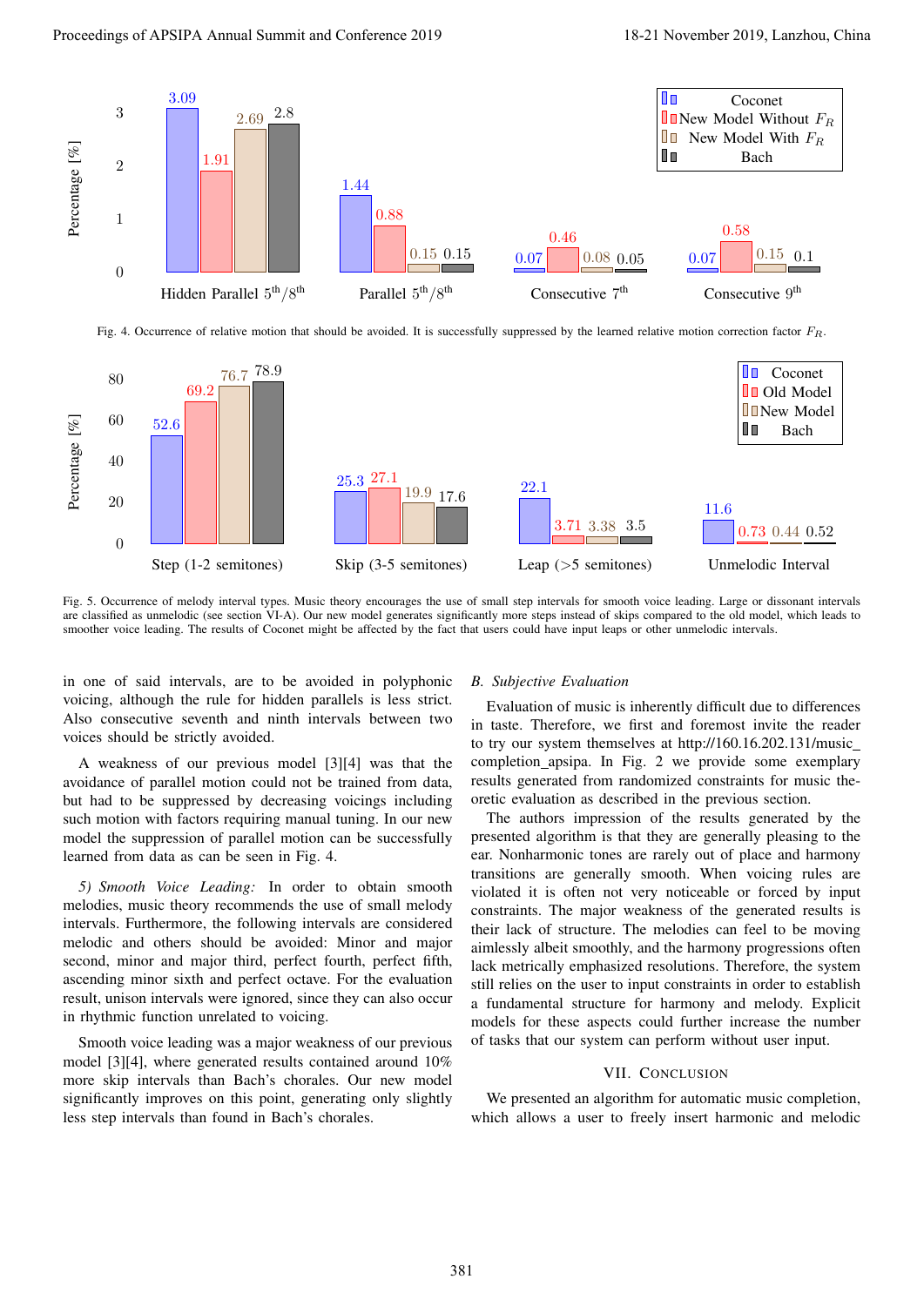Percentage [%]

3.09 1.91 2.69 2.8

1.44 0.88 0.15 0.15

0.07 0.46 0.08 0.05

0.07 0.58 0.15 0.1

Coconet
New Model Without $F_R$
New Model With $F_R$
Bach

Hidden Parallel 5th/8th
Parallel 5th/8th
Consecutive 7th
Consecutive 9th

Fig. 4. Occurrence of relative motion that should be avoided. It is successfully suppressed by the learned relative motion correction factor $F_R$.

Percentage [%]

52.6 69.2 76.7 78.9

25.3 27.1 19.9 17.6

22.1 3.71 3.38 3.5

11.6 0.73 0.44 0.52

Coconet
Old Model
New Model
Bach

Step (1-2 semitones)
Skip (3-5 semitones)
Leap (>5 semitones)
Unmelodic Interval

Fig. 5. Occurrence of melody interval types. Music theory encourages the use of small step intervals for smooth voice leading. Large or dissonant intervals are classified as unmelodic (see section VI-A). Our new model generates significantly more steps instead of skips compared to the old model, which leads to smoother voice leading. The results of Coconet might be affected by the fact that users could have input leaps or other unmelodic intervals.

in one of said intervals, are to be avoided in polyphonic voicing, although the rule for hidden parallels is less strict. Also consecutive seventh and ninth intervals between two voices should be strictly avoided.

A weakness of our previous model [3][4] was that the avoidance of parallel motion could not be trained from data, but had to be suppressed by decreasing voicings including such motion with factors requiring manual tuning. In our new model the suppression of parallel motion can be successfully learned from data as can be seen in Fig. 4.

*5) Smooth Voice Leading:* In order to obtain smooth melodies, music theory recommends the use of small melody intervals. Furthermore, the following intervals are considered melodic and others should be avoided: Minor and major second, minor and major third, perfect fourth, perfect fifth, ascending minor sixth and perfect octave. For the evaluation result, unison intervals were ignored, since they can also occur in rhythmic function unrelated to voicing.

Smooth voice leading was a major weakness of our previous model [3][4], where generated results contained around 10% more skip intervals than Bach's chorales. Our new model significantly improves on this point, generating only slightly less step intervals than found in Bach's chorales.

### B. Subjective Evaluation

Evaluation of music is inherently difficult due to differences in taste. Therefore, we first and foremost invite the reader to try our system themselves at http://160.16.202.131/music_completion_apsipa. In Fig. 2 we provide some exemplary results generated from randomized constraints for music theoretic evaluation as described in the previous section.

The authors impression of the results generated by the presented algorithm is that they are generally pleasing to the ear. Nonharmonic tones are rarely out of place and harmony transitions are generally smooth. When voicing rules are violated it is often not very noticeable or forced by input constraints. The major weakness of the generated results is their lack of structure. The melodies can feel to be moving aimlessly albeit smoothly, and the harmony progressions often lack metrically emphasized resolutions. Therefore, the system still relies on the user to input constraints in order to establish a fundamental structure for harmony and melody. Explicit models for these aspects could further increase the number of tasks that our system can perform without user input.

## VII. Conclusion

We presented an algorithm for automatic music completion, which allows a user to freely insert harmonic and melodic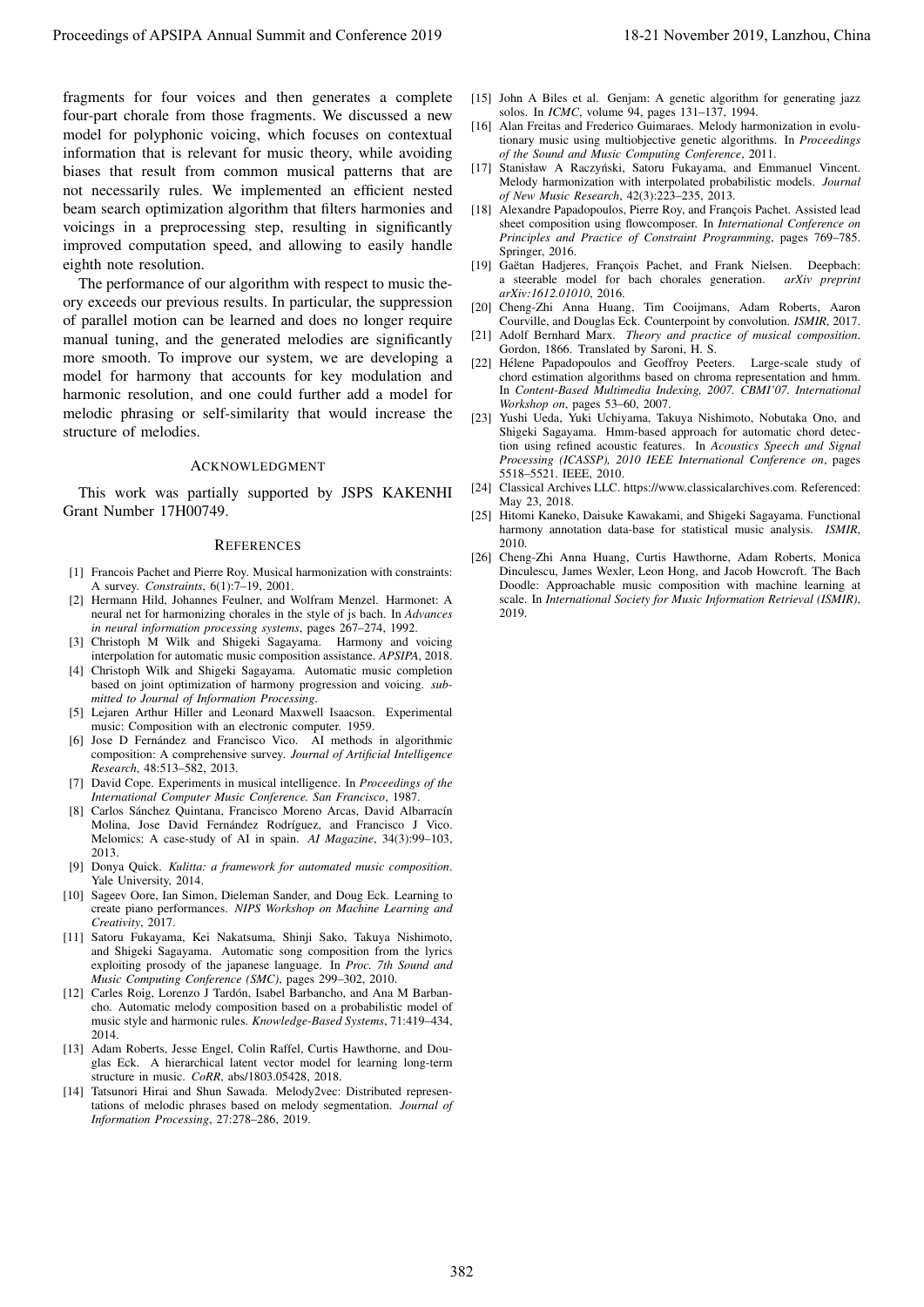fragments for four voices and then generates a complete four-part chorale from those fragments. We discussed a new model for polyphonic voicing, which focuses on contextual information that is relevant for music theory, while avoiding biases that result from common musical patterns that are not necessarily rules. We implemented an efficient nested beam search optimization algorithm that filters harmonies and voicings in a preprocessing step, resulting in significantly improved computation speed, and allowing to easily handle eighth note resolution.

The performance of our algorithm with respect to music theory exceeds our previous results. In particular, the suppression of parallel motion can be learned and does no longer require manual tuning, and the generated melodies are significantly more smooth. To improve our system, we are developing a model for harmony that accounts for key modulation and harmonic resolution, and one could further add a model for melodic phrasing or self-similarity that would increase the structure of melodies.

## ACKNOWLEDGMENT

This work was partially supported by JSPS KAKENHI Grant Number 17H00749.

## REFERENCES

[1] Francois Pachet and Pierre Roy. Musical harmonization with constraints: A survey. *Constraints*, 6(1):7–19, 2001.

[2] Hermann Hild, Johannes Feulner, and Wolfram Menzel. Harmonet: A neural net for harmonizing chorales in the style of js bach. In *Advances in neural information processing systems*, pages 267–274, 1992.

[3] Christoph M Wilk and Shigeki Sagayama. Harmony and voicing interpolation for automatic music composition assistance. *APSIPA*, 2018.

[4] Christoph Wilk and Shigeki Sagayama. Automatic music completion based on joint optimization of harmony progression and voicing. *submitted to Journal of Information Processing*.

[5] Lejaren Arthur Hiller and Leonard Maxwell Isaacson. Experimental music: Composition with an electronic computer. 1959.

[6] Jose D Fernández and Francisco Vico. AI methods in algorithmic composition: A comprehensive survey. *Journal of Artificial Intelligence Research*, 48:513–582, 2013.

[7] David Cope. Experiments in musical intelligence. In *Proceedings of the International Computer Music Conference. San Francisco*, 1987.

[8] Carlos Sánchez Quintana, Francisco Moreno Arcas, David Albarracín Molina, Jose David Fernández Rodríguez, and Francisco J Vico. Melomics: A case-study of AI in spain. *AI Magazine*, 34(3):99–103, 2013.

[9] Donya Quick. *Kulitta: a framework for automated music composition*. Yale University, 2014.

[10] Sageev Oore, Ian Simon, Dieleman Sander, and Doug Eck. Learning to create piano performances. *NIPS Workshop on Machine Learning and Creativity*, 2017.

[11] Satoru Fukayama, Kei Nakatsuma, Shinji Sako, Takuya Nishimoto, and Shigeki Sagayama. Automatic song composition from the lyrics exploiting prosody of the japanese language. In *Proc. 7th Sound and Music Computing Conference (SMC)*, pages 299–302, 2010.

[12] Carles Roig, Lorenzo J Tardón, Isabel Barbancho, and Ana M Barbancho. Automatic melody composition based on a probabilistic model of music style and harmonic rules. *Knowledge-Based Systems*, 71:419–434, 2014.

[13] Adam Roberts, Jesse Engel, Colin Raffel, Curtis Hawthorne, and Douglas Eck. A hierarchical latent vector model for learning long-term structure in music. *CoRR*, abs/1803.05428, 2018.

[14] Tatsunori Hirai and Shun Sawada. Melody2vec: Distributed representations of melodic phrases based on melody segmentation. *Journal of Information Processing*, 27:278–286, 2019.

[15] John A Biles et al. Genjam: A genetic algorithm for generating jazz solos. In *ICMC*, volume 94, pages 131–137, 1994.

[16] Alan Freitas and Frederico Guimaraes. Melody harmonization in evolutionary music using multiobjective genetic algorithms. In *Proceedings of the Sound and Music Computing Conference*, 2011.

[17] Stanisław A Raczyński, Satoru Fukayama, and Emmanuel Vincent. Melody harmonization with interpolated probabilistic models. *Journal of New Music Research*, 42(3):223–235, 2013.

[18] Alexandre Papadopoulos, Pierre Roy, and François Pachet. Assisted lead sheet composition using flowcomposer. In *International Conference on Principles and Practice of Constraint Programming*, pages 769–785. Springer, 2016.

[19] Gaëtan Hadjeres, François Pachet, and Frank Nielsen. Deepbach: a steerable model for bach chorales generation. *arXiv preprint arXiv:1612.01010*, 2016.

[20] Cheng-Zhi Anna Huang, Tim Cooijmans, Adam Roberts, Aaron Courville, and Douglas Eck. Counterpoint by convolution. *ISMIR*, 2017.

[21] Adolf Bernhard Marx. *Theory and practice of musical composition*. Gordon, 1866. Translated by Saroni, H. S.

[22] Hélene Papadopoulos and Geoffroy Peeters. Large-scale study of chord estimation algorithms based on chroma representation and hmm. In *Content-Based Multimedia Indexing, 2007. CBMI'07. International Workshop on*, pages 53–60, 2007.

[23] Yushi Ueda, Yuki Uchiyama, Takuya Nishimoto, Nobutaka Ono, and Shigeki Sagayama. Hmm-based approach for automatic chord detection using refined acoustic features. In *Acoustics Speech and Signal Processing (ICASSP), 2010 IEEE International Conference on*, pages 5518–5521. IEEE, 2010.

[24] Classical Archives LLC. https://www.classicalarchives.com. Referenced: May 23, 2018.

[25] Hitomi Kaneko, Daisuke Kawakami, and Shigeki Sagayama. Functional harmony annotation data-base for statistical music analysis. *ISMIR*, 2010.

[26] Cheng-Zhi Anna Huang, Curtis Hawthorne, Adam Roberts, Monica Dinculescu, James Wexler, Leon Hong, and Jacob Howcroft. The Bach Doodle: Approachable music composition with machine learning at scale. In *International Society for Music Information Retrieval (ISMIR)*, 2019.